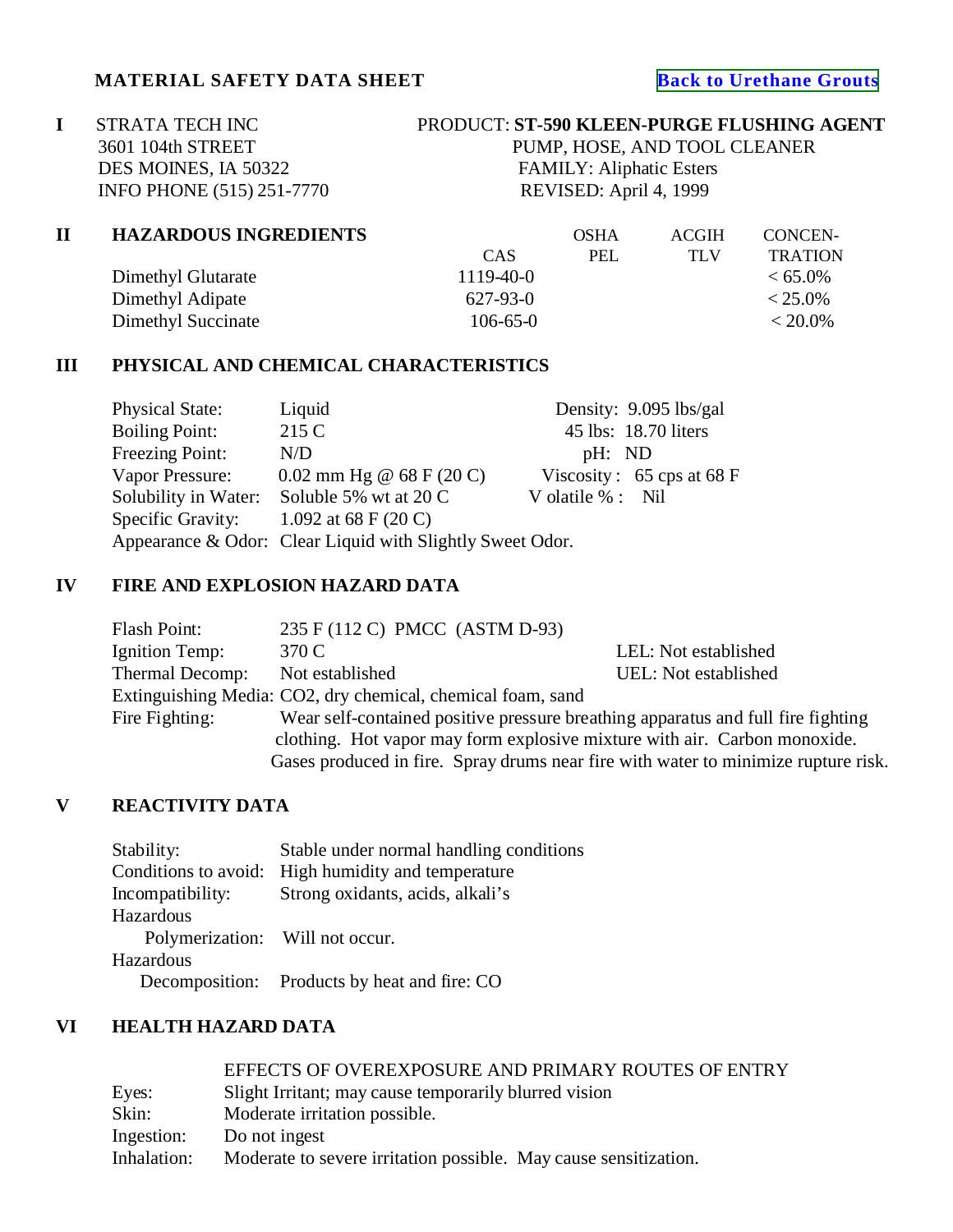# MATERIAL SAFETY DATA SHEET

Back to Urethane Grouts

## I

STRATA TECH INC
3601 104th STREET
DES MOINES, IA 50322
INFO PHONE (515) 251-7770

PRODUCT: **ST-590 KLEEN-PURGE FLUSHING AGENT**
PUMP, HOSE, AND TOOL CLEANER
FAMILY: Aliphatic Esters
REVISED: April 4, 1999

## II HAZARDOUS INGREDIENTS

| | CAS | OSHA PEL | ACGIH TLV | CONCEN-TRATION |
|---|---|---|---|---|
| Dimethyl Glutarate | 1119-40-0 | | | < 65.0% |
| Dimethyl Adipate | 627-93-0 | | | < 25.0% |
| Dimethyl Succinate | 106-65-0 | | | < 20.0% |

## III PHYSICAL AND CHEMICAL CHARACTERISTICS

Physical State: Liquid
Boiling Point: 215 C
Freezing Point: N/D
Vapor Pressure: 0.02 mm Hg @ 68 F (20 C)
Solubility in Water: Soluble 5% wt at 20 C
Specific Gravity: 1.092 at 68 F (20 C)
Appearance & Odor: Clear Liquid with Slightly Sweet Odor.

Density: 9.095 lbs/gal
45 lbs: 18.70 liters
pH: ND
Viscosity : 65 cps at 68 F
V olatile % : Nil

## IV FIRE AND EXPLOSION HAZARD DATA

Flash Point: 235 F (112 C) PMCC (ASTM D-93)
Ignition Temp: 370 C
Thermal Decomp: Not established
LEL: Not established
UEL: Not established
Extinguishing Media: $CO_2$, dry chemical, chemical foam, sand
Fire Fighting: Wear self-contained positive pressure breathing apparatus and full fire fighting clothing. Hot vapor may form explosive mixture with air. Carbon monoxide. Gases produced in fire. Spray drums near fire with water to minimize rupture risk.

## V REACTIVITY DATA

Stability: Stable under normal handling conditions
Conditions to avoid: High humidity and temperature
Incompatibility: Strong oxidants, acids, alkali's
Hazardous Polymerization: Will not occur.
Hazardous Decomposition: Products by heat and fire: CO

## VI HEALTH HAZARD DATA

EFFECTS OF OVEREXPOSURE AND PRIMARY ROUTES OF ENTRY

Eyes: Slight Irritant; may cause temporarily blurred vision
Skin: Moderate irritation possible.
Ingestion: Do not ingest
Inhalation: Moderate to severe irritation possible. May cause sensitization.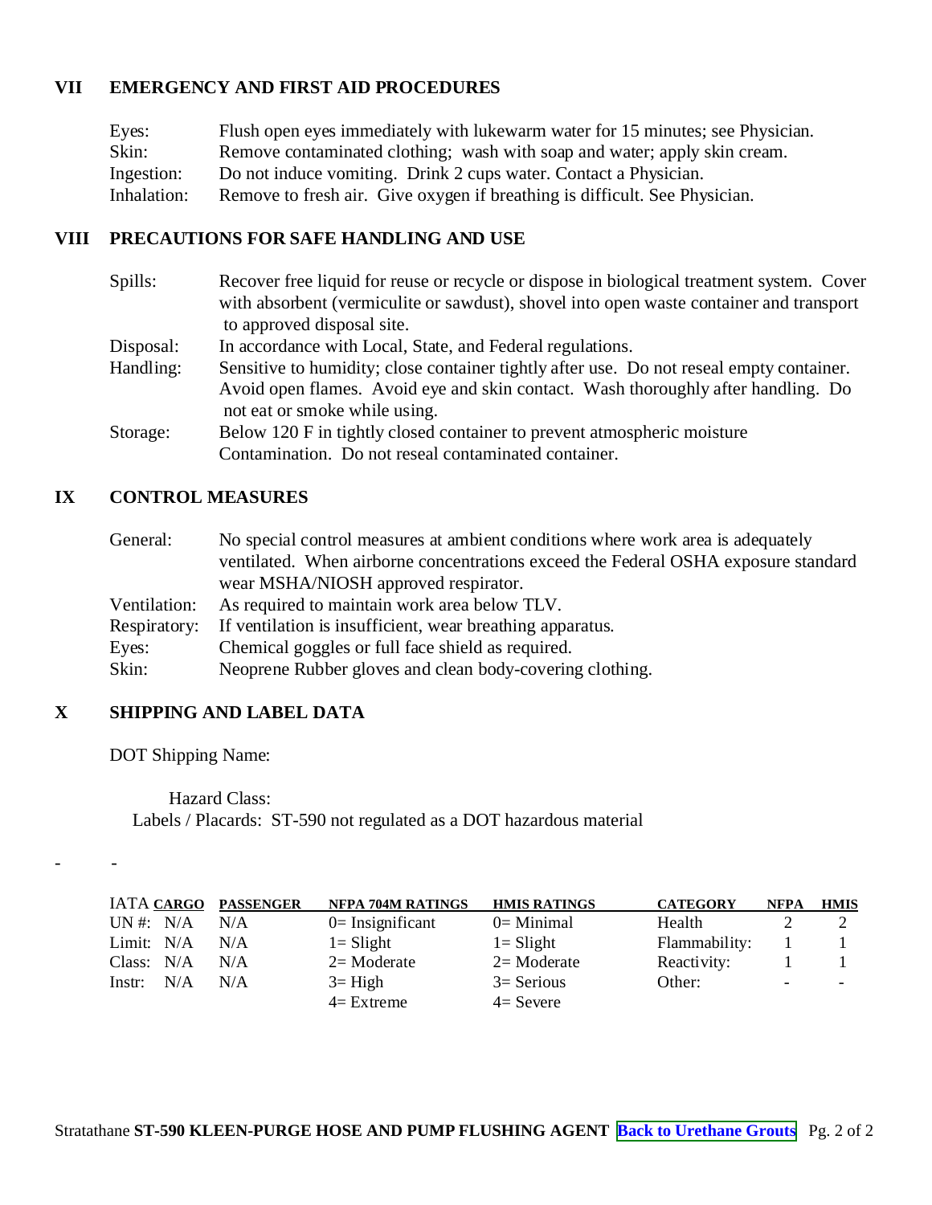## VII EMERGENCY AND FIRST AID PROCEDURES

| | |
|---|---|
| Eyes: | Flush open eyes immediately with lukewarm water for 15 minutes; see Physician. |
| Skin: | Remove contaminated clothing; wash with soap and water; apply skin cream. |
| Ingestion: | Do not induce vomiting. Drink 2 cups water. Contact a Physician. |
| Inhalation: | Remove to fresh air. Give oxygen if breathing is difficult. See Physician. |

## VIII PRECAUTIONS FOR SAFE HANDLING AND USE

| | |
|---|---|
| Spills: | Recover free liquid for reuse or recycle or dispose in biological treatment system. Cover with absorbent (vermiculite or sawdust), shovel into open waste container and transport to approved disposal site. |
| Disposal: | In accordance with Local, State, and Federal regulations. |
| Handling: | Sensitive to humidity; close container tightly after use. Do not reseal empty container. Avoid open flames. Avoid eye and skin contact. Wash thoroughly after handling. Do not eat or smoke while using. |
| Storage: | Below 120 F in tightly closed container to prevent atmospheric moisture Contamination. Do not reseal contaminated container. |

## IX CONTROL MEASURES

| | |
|---|---|
| General: | No special control measures at ambient conditions where work area is adequately ventilated. When airborne concentrations exceed the Federal OSHA exposure standard wear MSHA/NIOSH approved respirator. |
| Ventilation: | As required to maintain work area below TLV. |
| Respiratory: | If ventilation is insufficient, wear breathing apparatus. |
| Eyes: | Chemical goggles or full face shield as required. |
| Skin: | Neoprene Rubber gloves and clean body-covering clothing. |

## X SHIPPING AND LABEL DATA

DOT Shipping Name:

Hazard Class:

Labels / Placards: ST-590 not regulated as a DOT hazardous material

| IATA | CARGO | PASSENGER | NFPA 704M RATINGS | HMIS RATINGS | CATEGORY | NFPA | HMIS |
|---|---|---|---|---|---|---|---|
| UN #: | N/A | N/A | 0= Insignificant | 0= Minimal | Health | 2 | 2 |
| Limit: | N/A | N/A | 1= Slight | 1= Slight | Flammability: | 1 | 1 |
| Class: | N/A | N/A | 2= Moderate | 2= Moderate | Reactivity: | 1 | 1 |
| Instr: | N/A | N/A | 3= High | 3= Serious | Other: | - | - |
| | | | 4= Extreme | 4= Severe | | | |